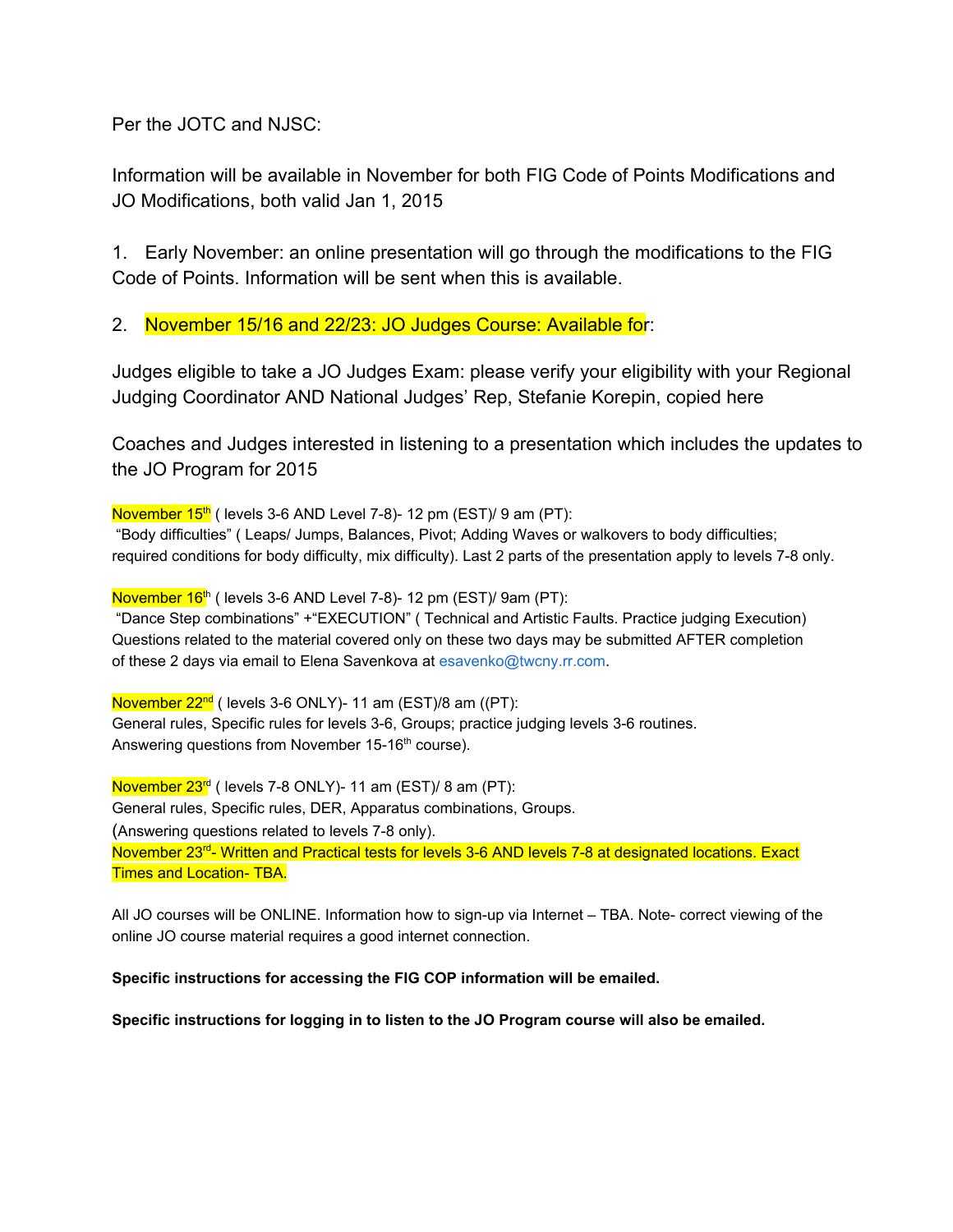Per the JOTC and NJSC:

Information will be available in November for both FIG Code of Points Modifications and JO Modifications, both valid Jan 1, 2015

1. Early November: an online presentation will go through the modifications to the FIG Code of Points. Information will be sent when this is available.

2. November 15/16 and 22/23: JO Judges Course: Available for:

Judges eligible to take a JO Judges Exam: please verify your eligibility with your Regional Judging Coordinator AND National Judges' Rep, Stefanie Korepin, copied here

Coaches and Judges interested in listening to a presentation which includes the updates to the JO Program for 2015

November 15th ( levels 3-6 AND Level 7-8)- 12 pm (EST)/ 9 am (PT):
"Body difficulties" ( Leaps/ Jumps, Balances, Pivot; Adding Waves or walkovers to body difficulties; required conditions for body difficulty, mix difficulty). Last 2 parts of the presentation apply to levels 7-8 only.

November 16th ( levels 3-6 AND Level 7-8)- 12 pm (EST)/ 9am (PT):
"Dance Step combinations" +"EXECUTION" ( Technical and Artistic Faults. Practice judging Execution)
Questions related to the material covered only on these two days may be submitted AFTER completion of these 2 days via email to Elena Savenkova at esavenko@twcny.rr.com.

November 22nd ( levels 3-6 ONLY)- 11 am (EST)/8 am ((PT):
General rules, Specific rules for levels 3-6, Groups; practice judging levels 3-6 routines.
Answering questions from November 15-16th course).

November 23rd ( levels 7-8 ONLY)- 11 am (EST)/ 8 am (PT):
General rules, Specific rules, DER, Apparatus combinations, Groups.
(Answering questions related to levels 7-8 only).
November 23rd- Written and Practical tests for levels 3-6 AND levels 7-8 at designated locations. Exact Times and Location- TBA.

All JO courses will be ONLINE. Information how to sign-up via Internet – TBA. Note- correct viewing of the online JO course material requires a good internet connection.

**Specific instructions for accessing the FIG COP information will be emailed.**

**Specific instructions for logging in to listen to the JO Program course will also be emailed.**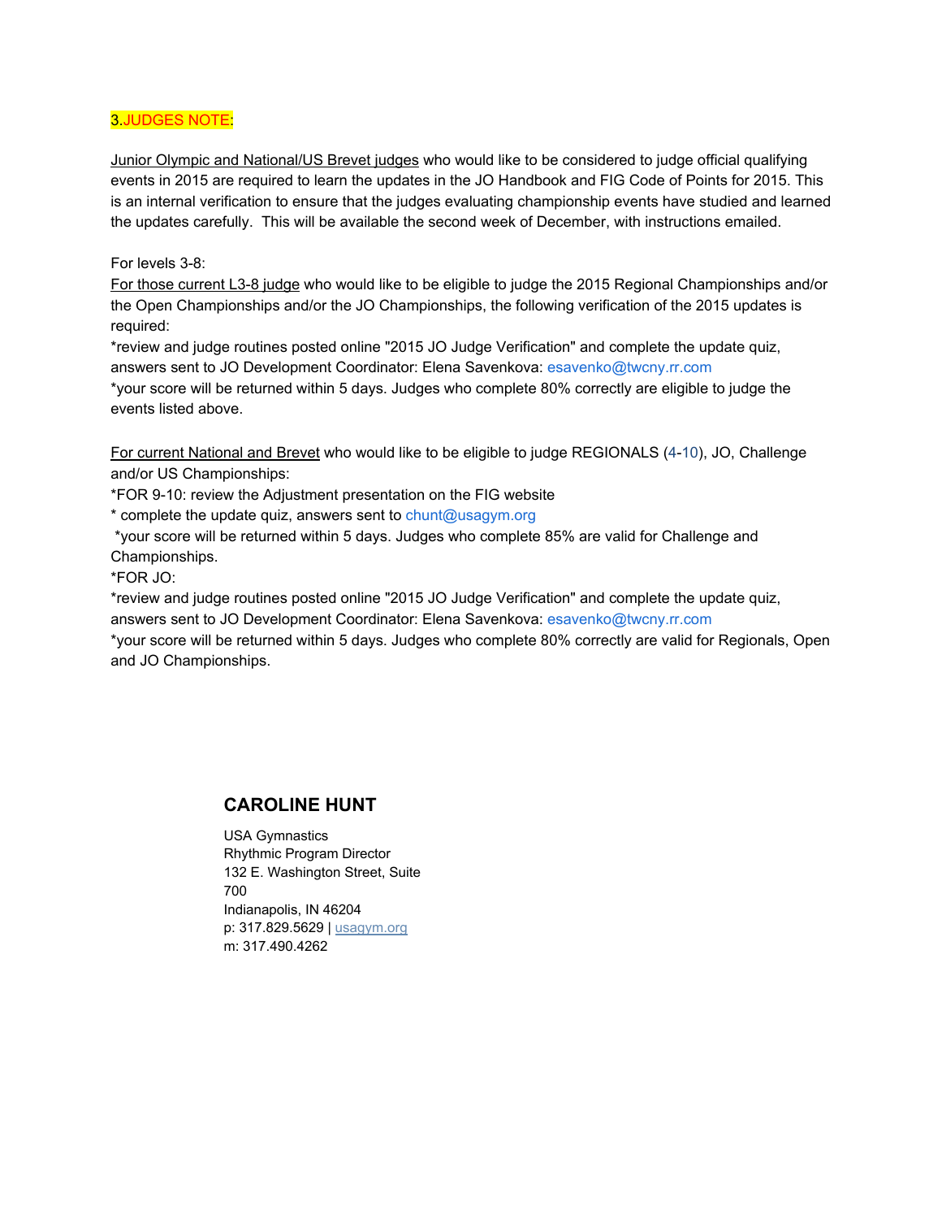3.JUDGES NOTE:

Junior Olympic and National/US Brevet judges who would like to be considered to judge official qualifying events in 2015 are required to learn the updates in the JO Handbook and FIG Code of Points for 2015. This is an internal verification to ensure that the judges evaluating championship events have studied and learned the updates carefully. This will be available the second week of December, with instructions emailed.

For levels 3-8:

For those current L3-8 judge who would like to be eligible to judge the 2015 Regional Championships and/or the Open Championships and/or the JO Championships, the following verification of the 2015 updates is required:

*review and judge routines posted online "2015 JO Judge Verification" and complete the update quiz, answers sent to JO Development Coordinator: Elena Savenkova: esavenko@twcny.rr.com

*your score will be returned within 5 days. Judges who complete 80% correctly are eligible to judge the events listed above.

For current National and Brevet who would like to be eligible to judge REGIONALS (4-10), JO, Challenge and/or US Championships:

*FOR 9-10: review the Adjustment presentation on the FIG website

* complete the update quiz, answers sent to chunt@usagym.org

*your score will be returned within 5 days. Judges who complete 85% are valid for Challenge and Championships.

*FOR JO:

*review and judge routines posted online "2015 JO Judge Verification" and complete the update quiz, answers sent to JO Development Coordinator: Elena Savenkova: esavenko@twcny.rr.com

*your score will be returned within 5 days. Judges who complete 80% correctly are valid for Regionals, Open and JO Championships.

**CAROLINE HUNT**

USA Gymnastics
Rhythmic Program Director
132 E. Washington Street, Suite 700
Indianapolis, IN 46204
p: 317.829.5629 | usagym.org
m: 317.490.4262